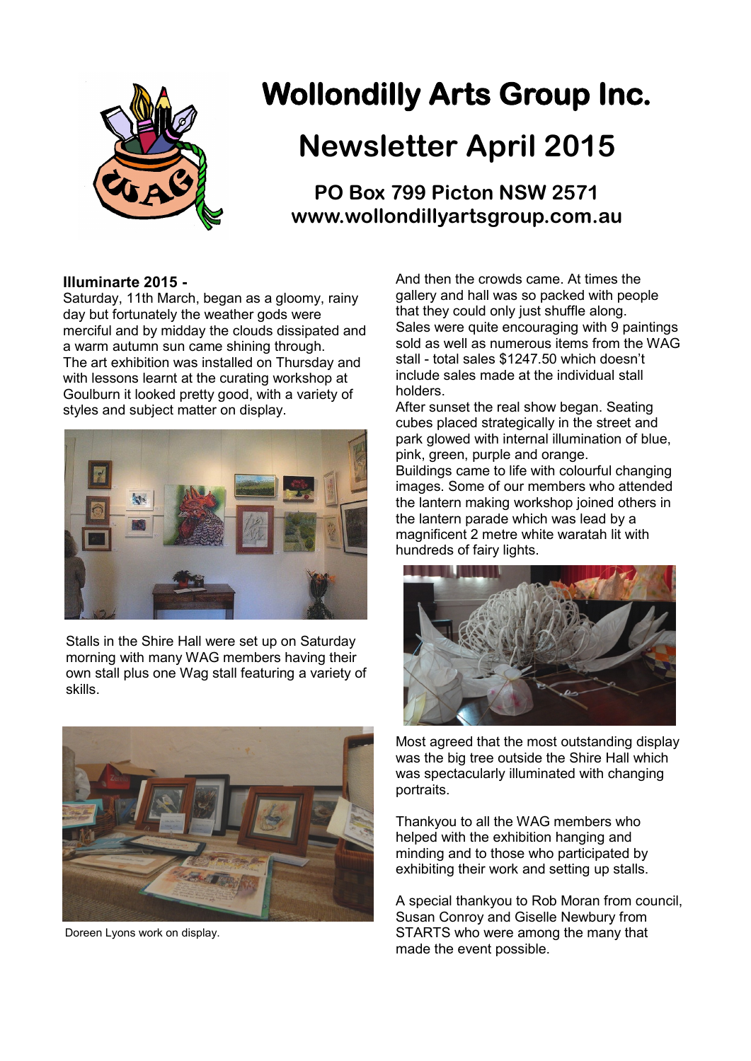# Wollondilly Arts Group Inc.

# Newsletter April 2015

## PO Box 799 Picton NSW 2571
## www.wollondillyartsgroup.com.au

**Illuminarte 2015 -**

Saturday, 11th March, began as a gloomy, rainy day but fortunately the weather gods were merciful and by midday the clouds dissipated and a warm autumn sun came shining through.

The art exhibition was installed on Thursday and with lessons learnt at the curating workshop at Goulburn it looked pretty good, with a variety of styles and subject matter on display.

Stalls in the Shire Hall were set up on Saturday morning with many WAG members having their own stall plus one Wag stall featuring a variety of skills.

Doreen Lyons work on display.

And then the crowds came. At times the gallery and hall was so packed with people that they could only just shuffle along.

Sales were quite encouraging with 9 paintings sold as well as numerous items from the WAG stall - total sales $1247.50 which doesn't include sales made at the individual stall holders.

After sunset the real show began. Seating cubes placed strategically in the street and park glowed with internal illumination of blue, pink, green, purple and orange.

Buildings came to life with colourful changing images. Some of our members who attended the lantern making workshop joined others in the lantern parade which was lead by a magnificent 2 metre white waratah lit with hundreds of fairy lights.

Most agreed that the most outstanding display was the big tree outside the Shire Hall which was spectacularly illuminated with changing portraits.

Thankyou to all the WAG members who helped with the exhibition hanging and minding and to those who participated by exhibiting their work and setting up stalls.

A special thankyou to Rob Moran from council, Susan Conroy and Giselle Newbury from STARTS who were among the many that made the event possible.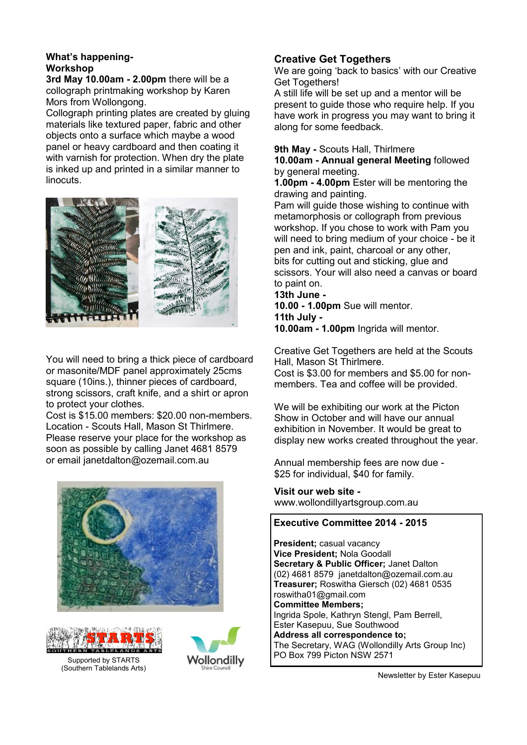**What's happening-**
**Workshop**

**3rd May 10.00am - 2.00pm** there will be a collograph printmaking workshop by Karen Mors from Wollongong.

Collograph printing plates are created by gluing materials like textured paper, fabric and other objects onto a surface which maybe a wood panel or heavy cardboard and then coating it with varnish for protection. When dry the plate is inked up and printed in a similar manner to linocuts.

You will need to bring a thick piece of cardboard or masonite/MDF panel approximately 25cms square (10ins.), thinner pieces of cardboard, strong scissors, craft knife, and a shirt or apron to protect your clothes.

Cost is $15.00 members: $20.00 non-members.

Location - Scouts Hall, Mason St Thirlmere.

Please reserve your place for the workshop as soon as possible by calling Janet 4681 8579 or email janetdalton@ozemail.com.au

Supported by STARTS (Southern Tablelands Arts)

## Creative Get Togethers

We are going 'back to basics' with our Creative Get Togethers!

A still life will be set up and a mentor will be present to guide those who require help. If you have work in progress you may want to bring it along for some feedback.

**9th May -** Scouts Hall, Thirlmere

**10.00am - Annual general Meeting** followed by general meeting.

**1.00pm - 4.00pm** Ester will be mentoring the drawing and painting.

Pam will guide those wishing to continue with metamorphosis or collograph from previous workshop. If you chose to work with Pam you will need to bring medium of your choice - be it pen and ink, paint, charcoal or any other, bits for cutting out and sticking, glue and scissors. Your will also need a canvas or board to paint on.

**13th June -**

**10.00 - 1.00pm** Sue will mentor.

**11th July -**

**10.00am - 1.00pm** Ingrida will mentor.

Creative Get Togethers are held at the Scouts Hall, Mason St Thirlmere.

Cost is $3.00 for members and $5.00 for non-members. Tea and coffee will be provided.

We will be exhibiting our work at the Picton Show in October and will have our annual exhibition in November. It would be great to display new works created throughout the year.

Annual membership fees are now due - $25 for individual, $40 for family.

**Visit our web site -**
www.wollondillyartsgroup.com.au

**Executive Committee 2014 - 2015**

**President;** casual vacancy
**Vice President;** Nola Goodall
**Secretary & Public Officer;** Janet Dalton
(02) 4681 8579 janetdalton@ozemail.com.au
**Treasurer;** Roswitha Giersch (02) 4681 0535
roswitha01@gmail.com
**Committee Members;**
Ingrida Spole, Kathryn Stengl, Pam Berrell, Ester Kasepuu, Sue Southwood
**Address all correspondence to;**
The Secretary, WAG (Wollondilly Arts Group Inc)
PO Box 799 Picton NSW 2571

Newsletter by Ester Kasepuu